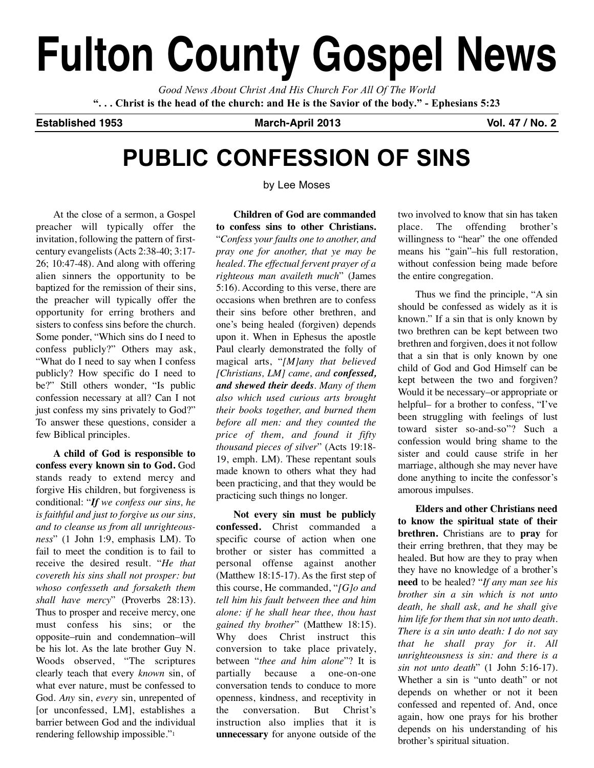# Fulton County Gospel News

*Good News About Christ And His Church For All Of The World*

**". . . Christ is the head of the church: and He is the Savior of the body." - Ephesians 5:23**

**Established 1953** **March-April 2013** **Vol. 47 / No. 2**

## PUBLIC CONFESSION OF SINS

by Lee Moses

At the close of a sermon, a Gospel preacher will typically offer the invitation, following the pattern of first-century evangelists (Acts 2:38-40; 3:17-26; 10:47-48). And along with offering alien sinners the opportunity to be baptized for the remission of their sins, the preacher will typically offer the opportunity for erring brothers and sisters to confess sins before the church. Some ponder, "Which sins do I need to confess publicly?" Others may ask, "What do I need to say when I confess publicly? How specific do I need to be?" Still others wonder, "Is public confession necessary at all? Can I not just confess my sins privately to God?" To answer these questions, consider a few Biblical principles.

**A child of God is responsible to confess every known sin to God.** God stands ready to extend mercy and forgive His children, but forgiveness is conditional: "***If** we confess our sins, he is faithful and just to forgive us our sins, and to cleanse us from all unrighteousness*" (1 John 1:9, emphasis LM). To fail to meet the condition is to fail to receive the desired result. "*He that covereth his sins shall not prosper: but whoso confesseth and forsaketh them shall have mercy*" (Proverbs 28:13). Thus to prosper and receive mercy, one must confess his sins; or the opposite–ruin and condemnation–will be his lot. As the late brother Guy N. Woods observed, "The scriptures clearly teach that every *known* sin, of what ever nature, must be confessed to God. *Any* sin, *every* sin, unrepented of [or unconfessed, LM], establishes a barrier between God and the individual rendering fellowship impossible."[1]

**Children of God are commanded to confess sins to other Christians.** "*Confess your faults one to another, and pray one for another, that ye may be healed. The effectual fervent prayer of a righteous man availeth much*" (James 5:16). According to this verse, there are occasions when brethren are to confess their sins before other brethren, and one's being healed (forgiven) depends upon it. When in Ephesus the apostle Paul clearly demonstrated the folly of magical arts, "*[M]any that believed [Christians, LM] came, and **confessed, and shewed their deeds**. Many of them also which used curious arts brought their books together, and burned them before all men: and they counted the price of them, and found it fifty thousand pieces of silver*" (Acts 19:18-19, emph. LM). These repentant souls made known to others what they had been practicing, and that they would be practicing such things no longer.

**Not every sin must be publicly confessed.** Christ commanded a specific course of action when one brother or sister has committed a personal offense against another (Matthew 18:15-17). As the first step of this course, He commanded, "*[G]o and tell him his fault between thee and him alone: if he shall hear thee, thou hast gained thy brother*" (Matthew 18:15). Why does Christ instruct this conversion to take place privately, between "*thee and him alone*"? It is partially because a one-on-one conversation tends to conduce to more openness, kindness, and receptivity in the conversation. But Christ's instruction also implies that it is **unnecessary** for anyone outside of the two involved to know that sin has taken place. The offending brother's willingness to "hear" the one offended means his "gain"–his full restoration, without confession being made before the entire congregation.

Thus we find the principle, "A sin should be confessed as widely as it is known." If a sin that is only known by two brethren can be kept between two brethren and forgiven, does it not follow that a sin that is only known by one child of God and God Himself can be kept between the two and forgiven? Would it be necessary–or appropriate or helpful– for a brother to confess, "I've been struggling with feelings of lust toward sister so-and-so"? Such a confession would bring shame to the sister and could cause strife in her marriage, although she may never have done anything to incite the confessor's amorous impulses.

**Elders and other Christians need to know the spiritual state of their brethren.** Christians are to **pray** for their erring brethren, that they may be healed. But how are they to pray when they have no knowledge of a brother's **need** to be healed? "*If any man see his brother sin a sin which is not unto death, he shall ask, and he shall give him life for them that sin not unto death. There is a sin unto death: I do not say that he shall pray for it. All unrighteousness is sin: and there is a sin not unto death*" (1 John 5:16-17). Whether a sin is "unto death" or not depends on whether or not it been confessed and repented of. And, once again, how one prays for his brother depends on his understanding of his brother's spiritual situation.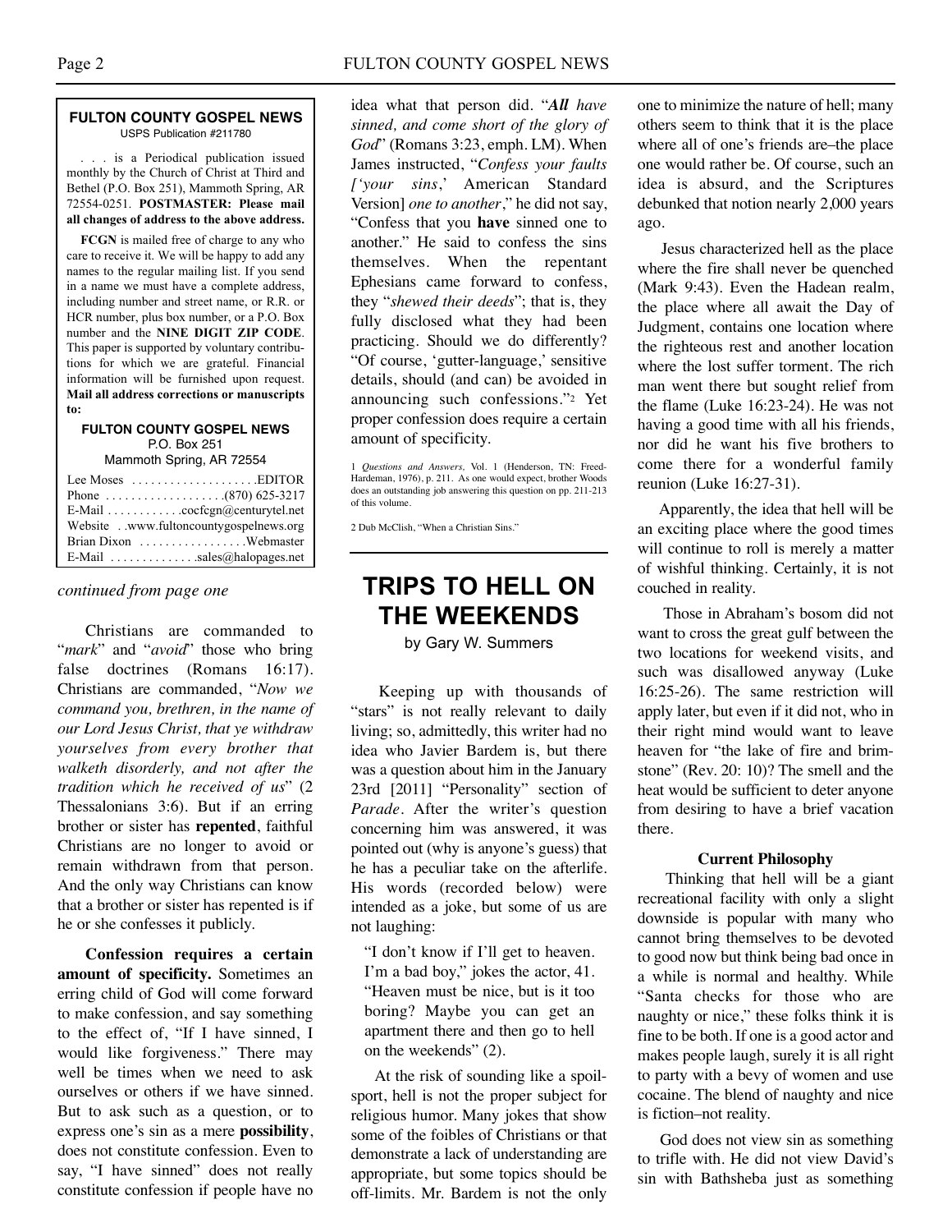**FULTON COUNTY GOSPEL NEWS**
USPS Publication #211780

. . . is a Periodical publication issued monthly by the Church of Christ at Third and Bethel (P.O. Box 251), Mammoth Spring, AR 72554-0251. **POSTMASTER: Please mail all changes of address to the above address.**

**FCGN** is mailed free of charge to any who care to receive it. We will be happy to add any names to the regular mailing list. If you send in a name we must have a complete address, including number and street name, or R.R. or HCR number, plus box number, or a P.O. Box number and the **NINE DIGIT ZIP CODE**. This paper is supported by voluntary contributions for which we are grateful. Financial information will be furnished upon request. **Mail all address corrections or manuscripts to:**

**FULTON COUNTY GOSPEL NEWS**
P.O. Box 251
Mammoth Spring, AR 72554

Lee Moses . . . . . . . . . . . . . . . . . . . .EDITOR
Phone . . . . . . . . . . . . . . . . . . .(870) 625-3217
E-Mail . . . . . . . . . . . .cocfcgn@centurytel.net
Website . .www.fultoncountygospelnews.org
Brian Dixon . . . . . . . . . . . . . . . . .Webmaster
E-Mail . . . . . . . . . . . . . .sales@halopages.net

*continued from page one*

Christians are commanded to "*mark*" and "*avoid*" those who bring false doctrines (Romans 16:17). Christians are commanded, "*Now we command you, brethren, in the name of our Lord Jesus Christ, that ye withdraw yourselves from every brother that walketh disorderly, and not after the tradition which he received of us*" (2 Thessalonians 3:6). But if an erring brother or sister has **repented**, faithful Christians are no longer to avoid or remain withdrawn from that person. And the only way Christians can know that a brother or sister has repented is if he or she confesses it publicly.

**Confession requires a certain amount of specificity.** Sometimes an erring child of God will come forward to make confession, and say something to the effect of, "If I have sinned, I would like forgiveness." There may well be times when we need to ask ourselves or others if we have sinned. But to ask such as a question, or to express one's sin as a mere **possibility**, does not constitute confession. Even to say, "I have sinned" does not really constitute confession if people have no idea what that person did. "***All** have sinned, and come short of the glory of God*" (Romans 3:23, emph. LM). When James instructed, "*Confess your faults ['your sins*,' American Standard Version] *one to another*," he did not say, "Confess that you **have** sinned one to another." He said to confess the sins themselves. When the repentant Ephesians came forward to confess, they "*shewed their deeds*"; that is, they fully disclosed what they had been practicing. Should we do differently? "Of course, 'gutter-language,' sensitive details, should (and can) be avoided in announcing such confessions."[2] Yet proper confession does require a certain amount of specificity.

1 *Questions and Answers*, Vol. 1 (Henderson, TN: Freed-Hardeman, 1976), p. 211. As one would expect, brother Woods does an outstanding job answering this question on pp. 211-213 of this volume.

2 Dub McClish, "When a Christian Sins."

## TRIPS TO HELL ON THE WEEKENDS

by Gary W. Summers

Keeping up with thousands of "stars" is not really relevant to daily living; so, admittedly, this writer had no idea who Javier Bardem is, but there was a question about him in the January 23rd [2011] "Personality" section of *Parade*. After the writer's question concerning him was answered, it was pointed out (why is anyone's guess) that he has a peculiar take on the afterlife. His words (recorded below) were intended as a joke, but some of us are not laughing:

> "I don't know if I'll get to heaven. I'm a bad boy," jokes the actor, 41. "Heaven must be nice, but is it too boring? Maybe you can get an apartment there and then go to hell on the weekends" (2).

At the risk of sounding like a spoil-sport, hell is not the proper subject for religious humor. Many jokes that show some of the foibles of Christians or that demonstrate a lack of understanding are appropriate, but some topics should be off-limits. Mr. Bardem is not the only one to minimize the nature of hell; many others seem to think that it is the place where all of one's friends are–the place one would rather be. Of course, such an idea is absurd, and the Scriptures debunked that notion nearly 2,000 years ago.

Jesus characterized hell as the place where the fire shall never be quenched (Mark 9:43). Even the Hadean realm, the place where all await the Day of Judgment, contains one location where the righteous rest and another location where the lost suffer torment. The rich man went there but sought relief from the flame (Luke 16:23-24). He was not having a good time with all his friends, nor did he want his five brothers to come there for a wonderful family reunion (Luke 16:27-31).

Apparently, the idea that hell will be an exciting place where the good times will continue to roll is merely a matter of wishful thinking. Certainly, it is not couched in reality.

Those in Abraham's bosom did not want to cross the great gulf between the two locations for weekend visits, and such was disallowed anyway (Luke 16:25-26). The same restriction will apply later, but even if it did not, who in their right mind would want to leave heaven for "the lake of fire and brimstone" (Rev. 20: 10)? The smell and the heat would be sufficient to deter anyone from desiring to have a brief vacation there.

### Current Philosophy

Thinking that hell will be a giant recreational facility with only a slight downside is popular with many who cannot bring themselves to be devoted to good now but think being bad once in a while is normal and healthy. While "Santa checks for those who are naughty or nice," these folks think it is fine to be both. If one is a good actor and makes people laugh, surely it is all right to party with a bevy of women and use cocaine. The blend of naughty and nice is fiction–not reality.

God does not view sin as something to trifle with. He did not view David's sin with Bathsheba just as something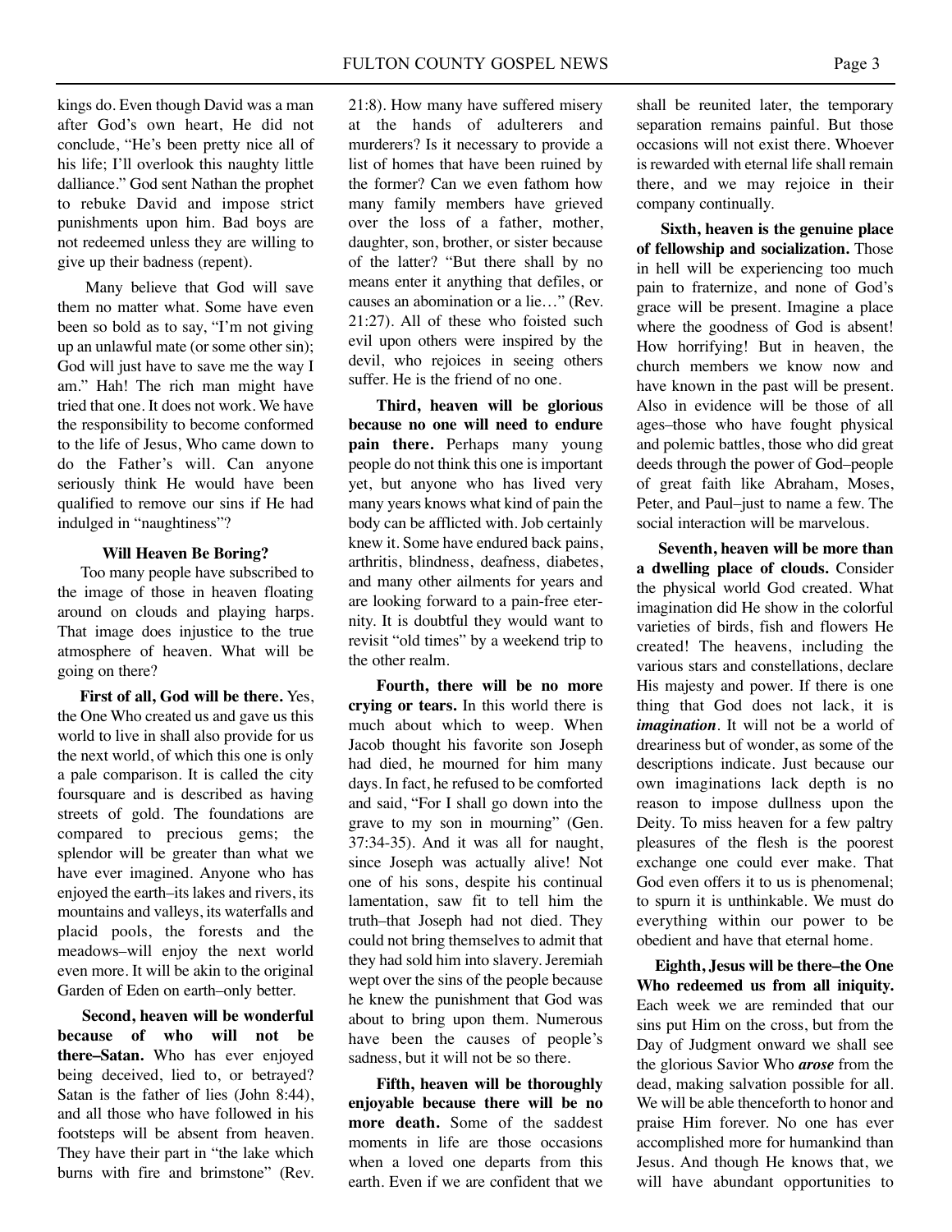kings do. Even though David was a man after God's own heart, He did not conclude, "He's been pretty nice all of his life; I'll overlook this naughty little dalliance." God sent Nathan the prophet to rebuke David and impose strict punishments upon him. Bad boys are not redeemed unless they are willing to give up their badness (repent).

Many believe that God will save them no matter what. Some have even been so bold as to say, "I'm not giving up an unlawful mate (or some other sin); God will just have to save me the way I am." Hah! The rich man might have tried that one. It does not work. We have the responsibility to become conformed to the life of Jesus, Who came down to do the Father's will. Can anyone seriously think He would have been qualified to remove our sins if He had indulged in "naughtiness"?

### Will Heaven Be Boring?

Too many people have subscribed to the image of those in heaven floating around on clouds and playing harps. That image does injustice to the true atmosphere of heaven. What will be going on there?

**First of all, God will be there.** Yes, the One Who created us and gave us this world to live in shall also provide for us the next world, of which this one is only a pale comparison. It is called the city foursquare and is described as having streets of gold. The foundations are compared to precious gems; the splendor will be greater than what we have ever imagined. Anyone who has enjoyed the earth–its lakes and rivers, its mountains and valleys, its waterfalls and placid pools, the forests and the meadows–will enjoy the next world even more. It will be akin to the original Garden of Eden on earth–only better.

**Second, heaven will be wonderful because of who will not be there–Satan.** Who has ever enjoyed being deceived, lied to, or betrayed? Satan is the father of lies (John 8:44), and all those who have followed in his footsteps will be absent from heaven. They have their part in "the lake which burns with fire and brimstone" (Rev. 21:8). How many have suffered misery at the hands of adulterers and murderers? Is it necessary to provide a list of homes that have been ruined by the former? Can we even fathom how many family members have grieved over the loss of a father, mother, daughter, son, brother, or sister because of the latter? "But there shall by no means enter it anything that defiles, or causes an abomination or a lie…" (Rev. 21:27). All of these who foisted such evil upon others were inspired by the devil, who rejoices in seeing others suffer. He is the friend of no one.

**Third, heaven will be glorious because no one will need to endure pain there.** Perhaps many young people do not think this one is important yet, but anyone who has lived very many years knows what kind of pain the body can be afflicted with. Job certainly knew it. Some have endured back pains, arthritis, blindness, deafness, diabetes, and many other ailments for years and are looking forward to a pain-free eternity. It is doubtful they would want to revisit "old times" by a weekend trip to the other realm.

**Fourth, there will be no more crying or tears.** In this world there is much about which to weep. When Jacob thought his favorite son Joseph had died, he mourned for him many days. In fact, he refused to be comforted and said, "For I shall go down into the grave to my son in mourning" (Gen. 37:34-35). And it was all for naught, since Joseph was actually alive! Not one of his sons, despite his continual lamentation, saw fit to tell him the truth–that Joseph had not died. They could not bring themselves to admit that they had sold him into slavery. Jeremiah wept over the sins of the people because he knew the punishment that God was about to bring upon them. Numerous have been the causes of people's sadness, but it will not be so there.

**Fifth, heaven will be thoroughly enjoyable because there will be no more death.** Some of the saddest moments in life are those occasions when a loved one departs from this earth. Even if we are confident that we shall be reunited later, the temporary separation remains painful. But those occasions will not exist there. Whoever is rewarded with eternal life shall remain there, and we may rejoice in their company continually.

**Sixth, heaven is the genuine place of fellowship and socialization.** Those in hell will be experiencing too much pain to fraternize, and none of God's grace will be present. Imagine a place where the goodness of God is absent! How horrifying! But in heaven, the church members we know now and have known in the past will be present. Also in evidence will be those of all ages–those who have fought physical and polemic battles, those who did great deeds through the power of God–people of great faith like Abraham, Moses, Peter, and Paul–just to name a few. The social interaction will be marvelous.

**Seventh, heaven will be more than a dwelling place of clouds.** Consider the physical world God created. What imagination did He show in the colorful varieties of birds, fish and flowers He created! The heavens, including the various stars and constellations, declare His majesty and power. If there is one thing that God does not lack, it is ***imagination***. It will not be a world of dreariness but of wonder, as some of the descriptions indicate. Just because our own imaginations lack depth is no reason to impose dullness upon the Deity. To miss heaven for a few paltry pleasures of the flesh is the poorest exchange one could ever make. That God even offers it to us is phenomenal; to spurn it is unthinkable. We must do everything within our power to be obedient and have that eternal home.

**Eighth, Jesus will be there–the One Who redeemed us from all iniquity.** Each week we are reminded that our sins put Him on the cross, but from the Day of Judgment onward we shall see the glorious Savior Who ***arose*** from the dead, making salvation possible for all. We will be able thenceforth to honor and praise Him forever. No one has ever accomplished more for humankind than Jesus. And though He knows that, we will have abundant opportunities to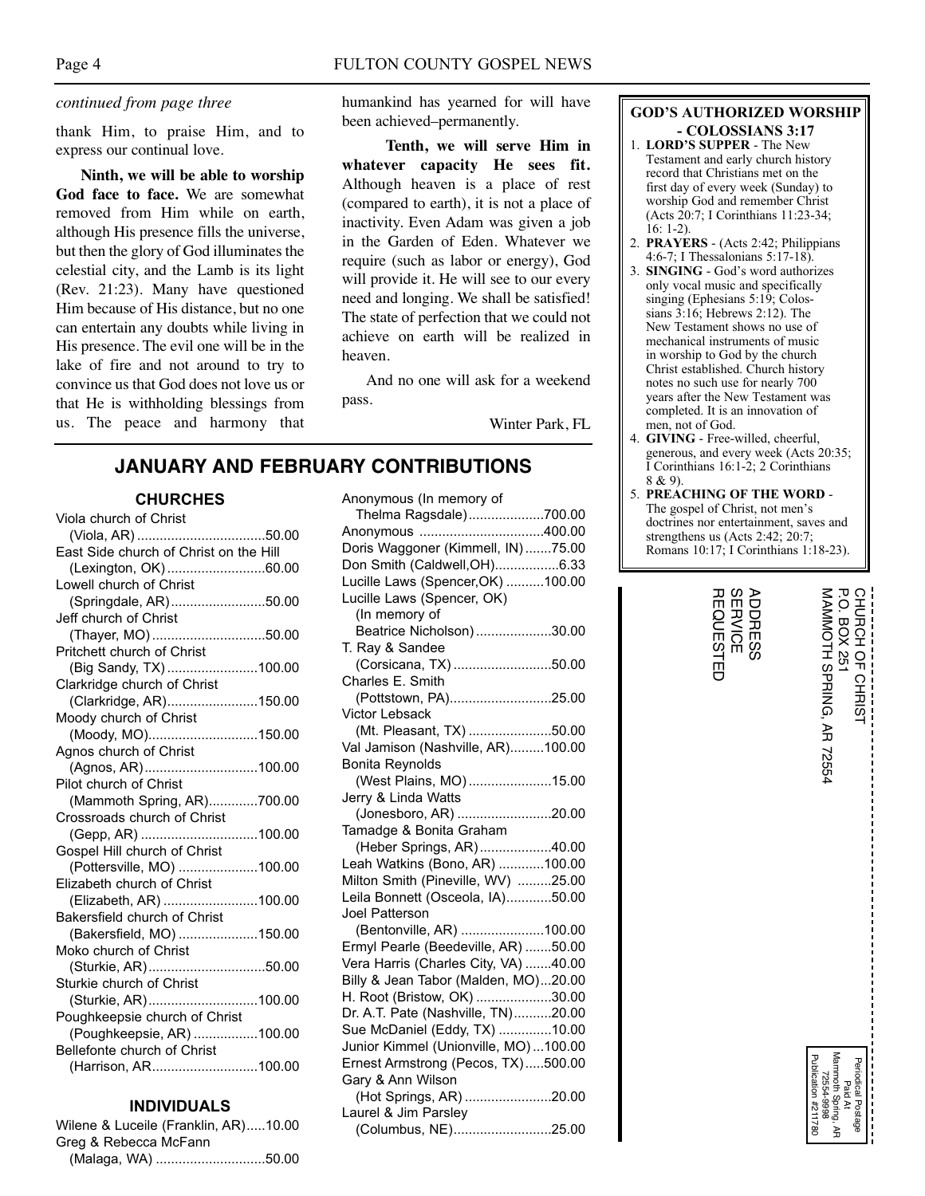*continued from page three*

thank Him, to praise Him, and to express our continual love.

**Ninth, we will be able to worship God face to face.** We are somewhat removed from Him while on earth, although His presence fills the universe, but then the glory of God illuminates the celestial city, and the Lamb is its light (Rev. 21:23). Many have questioned Him because of His distance, but no one can entertain any doubts while living in His presence. The evil one will be in the lake of fire and not around to try to convince us that God does not love us or that He is withholding blessings from us. The peace and harmony that humankind has yearned for will have been achieved–permanently.

**Tenth, we will serve Him in whatever capacity He sees fit.** Although heaven is a place of rest (compared to earth), it is not a place of inactivity. Even Adam was given a job in the Garden of Eden. Whatever we require (such as labor or energy), God will provide it. He will see to our every need and longing. We shall be satisfied! The state of perfection that we could not achieve on earth will be realized in heaven.

And no one will ask for a weekend pass.

Winter Park, FL

## GOD'S AUTHORIZED WORSHIP - COLOSSIANS 3:17

1. **LORD'S SUPPER** - The New Testament and early church history record that Christians met on the first day of every week (Sunday) to worship God and remember Christ (Acts 20:7; I Corinthians 11:23-34; 16: 1-2).
2. **PRAYERS** - (Acts 2:42; Philippians 4:6-7; I Thessalonians 5:17-18).
3. **SINGING** - God's word authorizes only vocal music and specifically singing (Ephesians 5:19; Colossians 3:16; Hebrews 2:12). The New Testament shows no use of mechanical instruments of music in worship to God by the church Christ established. Church history notes no such use for nearly 700 years after the New Testament was completed. It is an innovation of men, not of God.
4. **GIVING** - Free-willed, cheerful, generous, and every week (Acts 20:35; I Corinthians 16:1-2; 2 Corinthians 8 & 9).
5. **PREACHING OF THE WORD** - The gospel of Christ, not men's doctrines nor entertainment, saves and strengthens us (Acts 2:42; 20:7; Romans 10:17; I Corinthians 1:18-23).

## JANUARY AND FEBRUARY CONTRIBUTIONS

### CHURCHES

Viola church of Christ (Viola, AR) ....50.00
East Side church of Christ on the Hill (Lexington, OK) ....60.00
Lowell church of Christ (Springdale, AR) ....50.00
Jeff church of Christ (Thayer, MO) ....50.00
Pritchett church of Christ (Big Sandy, TX) ....100.00
Clarkridge church of Christ (Clarkridge, AR) ....150.00
Moody church of Christ (Moody, MO) ....150.00
Agnos church of Christ (Agnos, AR) ....100.00
Pilot church of Christ (Mammoth Spring, AR) ....700.00
Crossroads church of Christ (Gepp, AR) ....100.00
Gospel Hill church of Christ (Pottersville, MO) ....100.00
Elizabeth church of Christ (Elizabeth, AR) ....100.00
Bakersfield church of Christ (Bakersfield, MO) ....150.00
Moko church of Christ (Sturkie, AR) ....50.00
Sturkie church of Christ (Sturkie, AR) ....100.00
Poughkeepsie church of Christ (Poughkeepsie, AR) ....100.00
Bellefonte church of Christ (Harrison, AR ....100.00

### INDIVIDUALS

Wilene & Luceile (Franklin, AR) ....10.00
Greg & Rebecca McFann (Malaga, WA) ....50.00
Anonymous (In memory of Thelma Ragsdale) ....700.00
Anonymous ....400.00
Doris Waggoner (Kimmell, IN) ....75.00
Don Smith (Caldwell,OH) ....6.33
Lucille Laws (Spencer,OK) ....100.00
Lucille Laws (Spencer, OK) (In memory of Beatrice Nicholson) ....30.00
T. Ray & Sandee (Corsicana, TX) ....50.00
Charles E. Smith (Pottstown, PA) ....25.00
Victor Lebsack (Mt. Pleasant, TX) ....50.00
Val Jamison (Nashville, AR) ....100.00
Bonita Reynolds (West Plains, MO) ....15.00
Jerry & Linda Watts (Jonesboro, AR) ....20.00
Tamadge & Bonita Graham (Heber Springs, AR) ....40.00
Leah Watkins (Bono, AR) ....100.00
Milton Smith (Pineville, WV) ....25.00
Leila Bonnett (Osceola, IA) ....50.00
Joel Patterson (Bentonville, AR) ....100.00
Ermyl Pearle (Beedeville, AR) ....50.00
Vera Harris (Charles City, VA) ....40.00
Billy & Jean Tabor (Malden, MO) ....20.00
H. Root (Bristow, OK) ....30.00
Dr. A.T. Pate (Nashville, TN) ....20.00
Sue McDaniel (Eddy, TX) ....10.00
Junior Kimmel (Unionville, MO) ....100.00
Ernest Armstrong (Pecos, TX) ....500.00
Gary & Ann Wilson (Hot Springs, AR) ....20.00
Laurel & Jim Parsley (Columbus, NE) ....25.00

CHURCH OF CHRIST
P.O. BOX 251
MAMMOTH SPRING, AR 72554

ADDRESS SERVICE REQUESTED

Periodical Postage Paid At Mammoth Spring, AR 72554-9998 Publication #211780